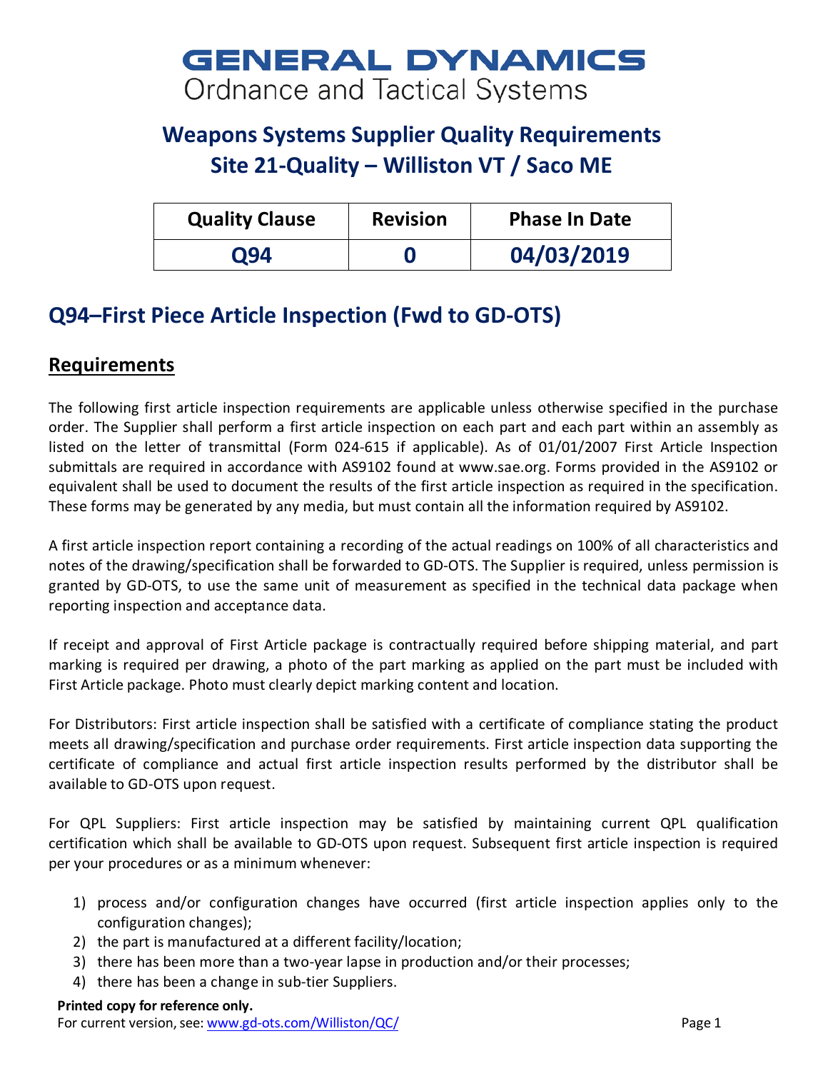# GENERAL DYNAMICS
Ordnance and Tactical Systems

## Weapons Systems Supplier Quality Requirements
## Site 21-Quality – Williston VT / Saco ME

| Quality Clause | Revision | Phase In Date |
| --- | --- | --- |
| Q94 | 0 | 04/03/2019 |

## Q94–First Piece Article Inspection (Fwd to GD-OTS)

### Requirements

The following first article inspection requirements are applicable unless otherwise specified in the purchase order. The Supplier shall perform a first article inspection on each part and each part within an assembly as listed on the letter of transmittal (Form 024-615 if applicable). As of 01/01/2007 First Article Inspection submittals are required in accordance with AS9102 found at www.sae.org. Forms provided in the AS9102 or equivalent shall be used to document the results of the first article inspection as required in the specification. These forms may be generated by any media, but must contain all the information required by AS9102.

A first article inspection report containing a recording of the actual readings on 100% of all characteristics and notes of the drawing/specification shall be forwarded to GD-OTS. The Supplier is required, unless permission is granted by GD-OTS, to use the same unit of measurement as specified in the technical data package when reporting inspection and acceptance data.

If receipt and approval of First Article package is contractually required before shipping material, and part marking is required per drawing, a photo of the part marking as applied on the part must be included with First Article package. Photo must clearly depict marking content and location.

For Distributors: First article inspection shall be satisfied with a certificate of compliance stating the product meets all drawing/specification and purchase order requirements. First article inspection data supporting the certificate of compliance and actual first article inspection results performed by the distributor shall be available to GD-OTS upon request.

For QPL Suppliers: First article inspection may be satisfied by maintaining current QPL qualification certification which shall be available to GD-OTS upon request. Subsequent first article inspection is required per your procedures or as a minimum whenever:

1) process and/or configuration changes have occurred (first article inspection applies only to the configuration changes);
2) the part is manufactured at a different facility/location;
3) there has been more than a two-year lapse in production and/or their processes;
4) there has been a change in sub-tier Suppliers.

**Printed copy for reference only.**
For current version, see: www.gd-ots.com/Williston/QC/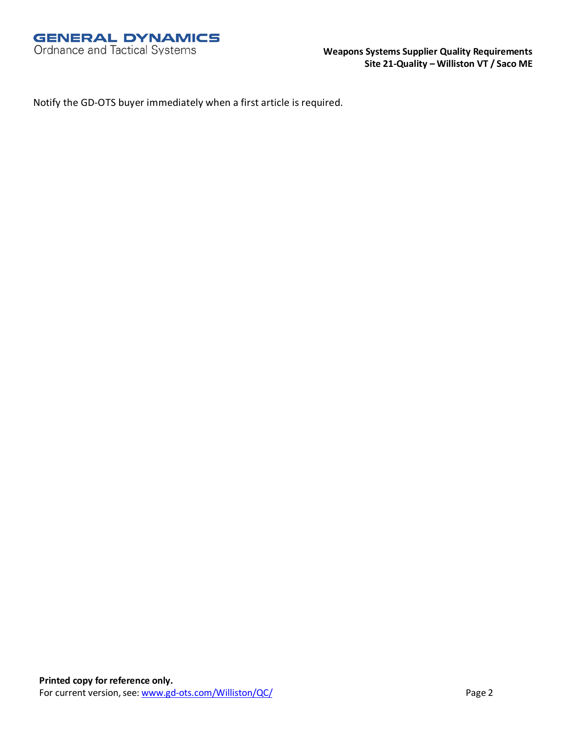Notify the GD-OTS buyer immediately when a first article is required.